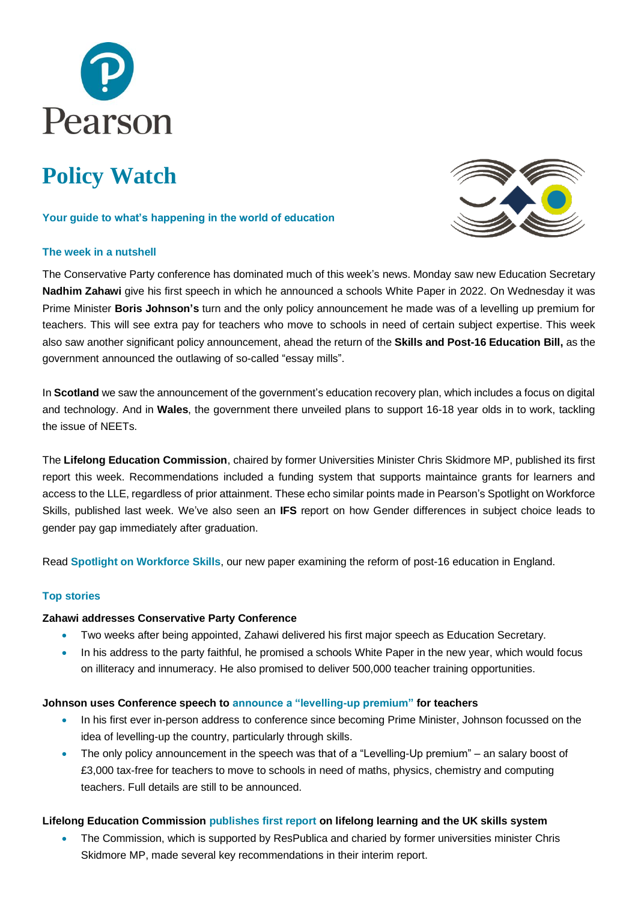Pearson

# Policy Watch

**Your guide to what's happening in the world of education**

## The week in a nutshell

The Conservative Party conference has dominated much of this week's news. Monday saw new Education Secretary **Nadhim Zahawi** give his first speech in which he announced a schools White Paper in 2022. On Wednesday it was Prime Minister **Boris Johnson's** turn and the only policy announcement he made was of a levelling up premium for teachers. This will see extra pay for teachers who move to schools in need of certain subject expertise. This week also saw another significant policy announcement, ahead the return of the **Skills and Post-16 Education Bill,** as the government announced the outlawing of so-called "essay mills".

In **Scotland** we saw the announcement of the government's education recovery plan, which includes a focus on digital and technology. And in **Wales**, the government there unveiled plans to support 16-18 year olds in to work, tackling the issue of NEETs.

The **Lifelong Education Commission**, chaired by former Universities Minister Chris Skidmore MP, published its first report this week. Recommendations included a funding system that supports maintaince grants for learners and access to the LLE, regardless of prior attainment. These echo similar points made in Pearson's Spotlight on Workforce Skills, published last week. We've also seen an **IFS** report on how Gender differences in subject choice leads to gender pay gap immediately after graduation.

Read **Spotlight on Workforce Skills**, our new paper examining the reform of post-16 education in England.

## Top stories

### Zahawi addresses Conservative Party Conference

- Two weeks after being appointed, Zahawi delivered his first major speech as Education Secretary.
- In his address to the party faithful, he promised a schools White Paper in the new year, which would focus on illiteracy and innumeracy. He also promised to deliver 500,000 teacher training opportunities.

### Johnson uses Conference speech to announce a "levelling-up premium" for teachers

- In his first ever in-person address to conference since becoming Prime Minister, Johnson focussed on the idea of levelling-up the country, particularly through skills.
- The only policy announcement in the speech was that of a "Levelling-Up premium" – an salary boost of £3,000 tax-free for teachers to move to schools in need of maths, physics, chemistry and computing teachers. Full details are still to be announced.

### Lifelong Education Commission publishes first report on lifelong learning and the UK skills system

- The Commission, which is supported by ResPublica and charied by former universities minister Chris Skidmore MP, made several key recommendations in their interim report.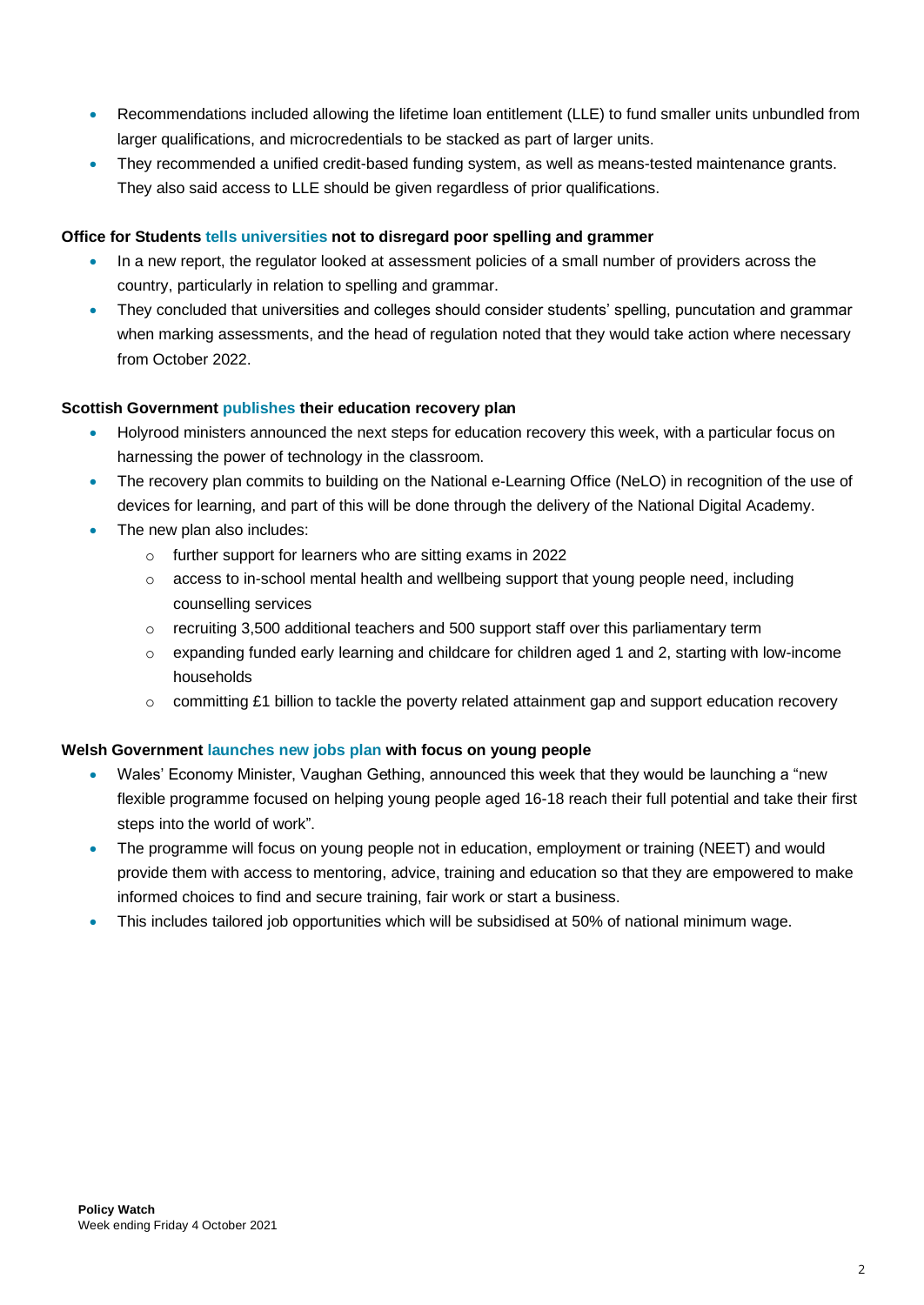- Recommendations included allowing the lifetime loan entitlement (LLE) to fund smaller units unbundled from larger qualifications, and microcredentials to be stacked as part of larger units.
- They recommended a unified credit-based funding system, as well as means-tested maintenance grants. They also said access to LLE should be given regardless of prior qualifications.

**Office for Students tells universities not to disregard poor spelling and grammer**

- In a new report, the regulator looked at assessment policies of a small number of providers across the country, particularly in relation to spelling and grammar.
- They concluded that universities and colleges should consider students' spelling, puncutation and grammar when marking assessments, and the head of regulation noted that they would take action where necessary from October 2022.

**Scottish Government publishes their education recovery plan**

- Holyrood ministers announced the next steps for education recovery this week, with a particular focus on harnessing the power of technology in the classroom.
- The recovery plan commits to building on the National e-Learning Office (NeLO) in recognition of the use of devices for learning, and part of this will be done through the delivery of the National Digital Academy.
- The new plan also includes:
  - further support for learners who are sitting exams in 2022
  - access to in-school mental health and wellbeing support that young people need, including counselling services
  - recruiting 3,500 additional teachers and 500 support staff over this parliamentary term
  - expanding funded early learning and childcare for children aged 1 and 2, starting with low-income households
  - committing £1 billion to tackle the poverty related attainment gap and support education recovery

**Welsh Government launches new jobs plan with focus on young people**

- Wales' Economy Minister, Vaughan Gething, announced this week that they would be launching a "new flexible programme focused on helping young people aged 16-18 reach their full potential and take their first steps into the world of work".
- The programme will focus on young people not in education, employment or training (NEET) and would provide them with access to mentoring, advice, training and education so that they are empowered to make informed choices to find and secure training, fair work or start a business.
- This includes tailored job opportunities which will be subsidised at 50% of national minimum wage.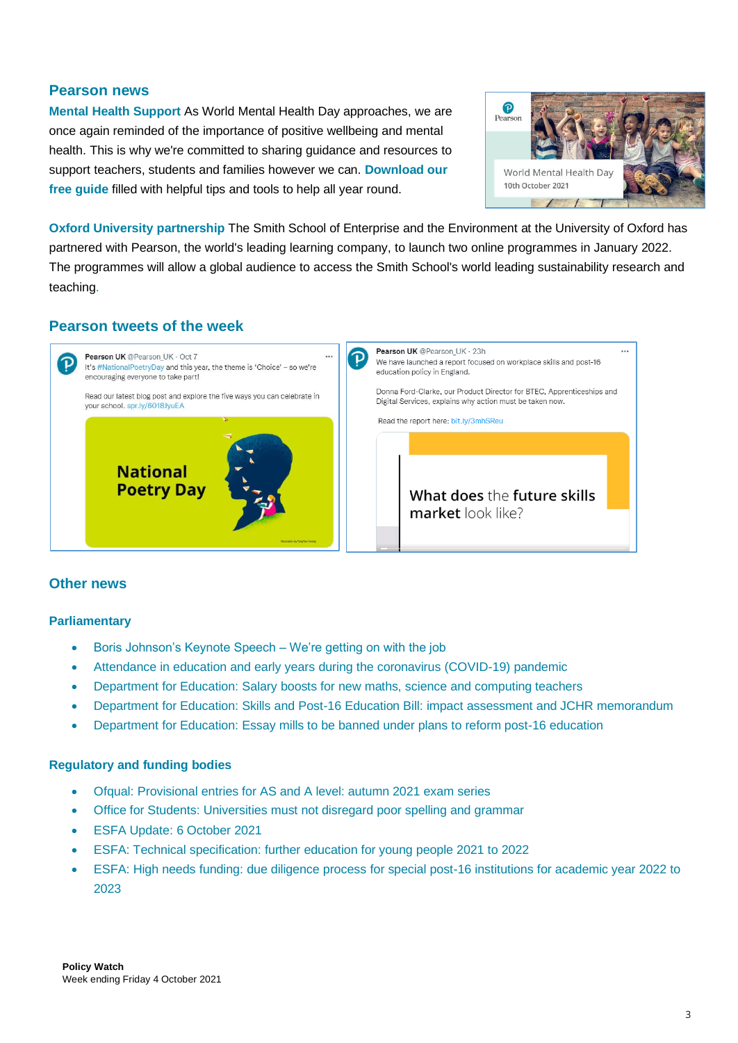## Pearson news

**Mental Health Support** As World Mental Health Day approaches, we are once again reminded of the importance of positive wellbeing and mental health. This is why we're committed to sharing guidance and resources to support teachers, students and families however we can. **Download our free guide** filled with helpful tips and tools to help all year round.

**Oxford University partnership** The Smith School of Enterprise and the Environment at the University of Oxford has partnered with Pearson, the world's leading learning company, to launch two online programmes in January 2022. The programmes will allow a global audience to access the Smith School's world leading sustainability research and teaching.

## Pearson tweets of the week

Pearson UK @Pearson_UK · Oct 7
It's #NationalPoetryDay and this year, the theme is 'Choice' – so we're encouraging everyone to take part!

Read our latest blog post and explore the five ways you can celebrate in your school. spr.ly/6018JyuEA

Pearson UK @Pearson_UK · 23h
We have launched a report focused on workplace skills and post-16 education policy in England.

Donna Ford-Clarke, our Product Director for BTEC, Apprenticeships and Digital Services, explains why action must be taken now.

Read the report here: bit.ly/3mhSReu

## Other news

### Parliamentary

- Boris Johnson's Keynote Speech – We're getting on with the job
- Attendance in education and early years during the coronavirus (COVID-19) pandemic
- Department for Education: Salary boosts for new maths, science and computing teachers
- Department for Education: Skills and Post-16 Education Bill: impact assessment and JCHR memorandum
- Department for Education: Essay mills to be banned under plans to reform post-16 education

### Regulatory and funding bodies

- Ofqual: Provisional entries for AS and A level: autumn 2021 exam series
- Office for Students: Universities must not disregard poor spelling and grammar
- ESFA Update: 6 October 2021
- ESFA: Technical specification: further education for young people 2021 to 2022
- ESFA: High needs funding: due diligence process for special post-16 institutions for academic year 2022 to 2023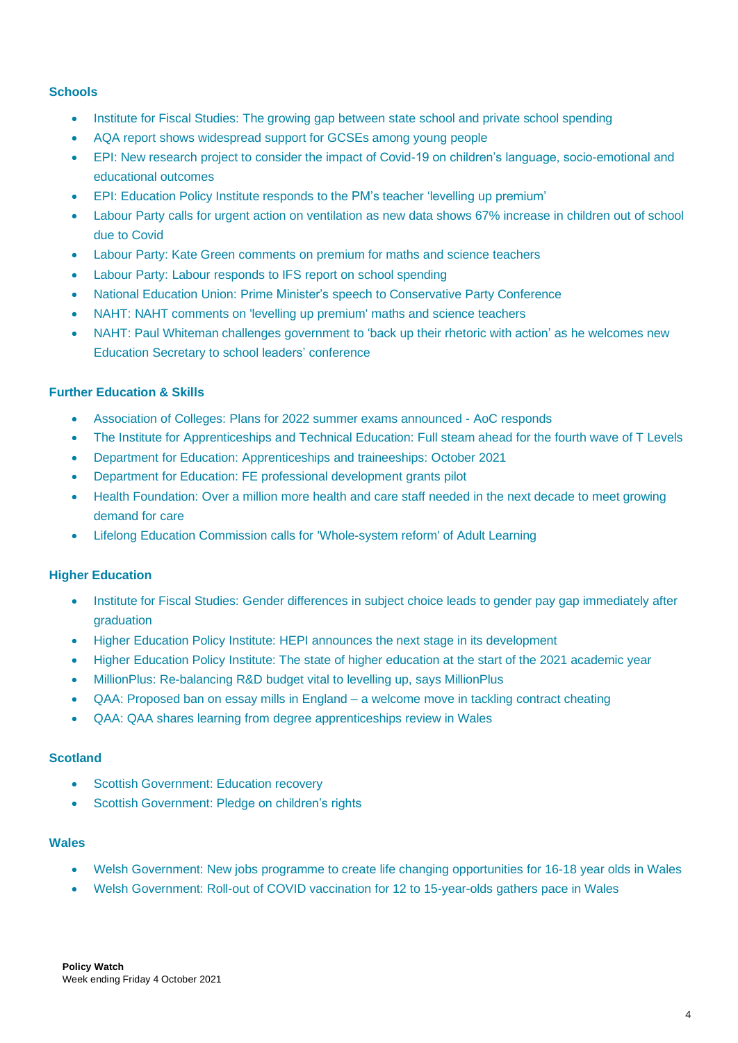### Schools

- Institute for Fiscal Studies: The growing gap between state school and private school spending
- AQA report shows widespread support for GCSEs among young people
- EPI: New research project to consider the impact of Covid-19 on children's language, socio-emotional and educational outcomes
- EPI: Education Policy Institute responds to the PM's teacher 'levelling up premium'
- Labour Party calls for urgent action on ventilation as new data shows 67% increase in children out of school due to Covid
- Labour Party: Kate Green comments on premium for maths and science teachers
- Labour Party: Labour responds to IFS report on school spending
- National Education Union: Prime Minister's speech to Conservative Party Conference
- NAHT: NAHT comments on 'levelling up premium' maths and science teachers
- NAHT: Paul Whiteman challenges government to 'back up their rhetoric with action' as he welcomes new Education Secretary to school leaders' conference

### Further Education & Skills

- Association of Colleges: Plans for 2022 summer exams announced - AoC responds
- The Institute for Apprenticeships and Technical Education: Full steam ahead for the fourth wave of T Levels
- Department for Education: Apprenticeships and traineeships: October 2021
- Department for Education: FE professional development grants pilot
- Health Foundation: Over a million more health and care staff needed in the next decade to meet growing demand for care
- Lifelong Education Commission calls for 'Whole-system reform' of Adult Learning

### Higher Education

- Institute for Fiscal Studies: Gender differences in subject choice leads to gender pay gap immediately after graduation
- Higher Education Policy Institute: HEPI announces the next stage in its development
- Higher Education Policy Institute: The state of higher education at the start of the 2021 academic year
- MillionPlus: Re-balancing R&D budget vital to levelling up, says MillionPlus
- QAA: Proposed ban on essay mills in England – a welcome move in tackling contract cheating
- QAA: QAA shares learning from degree apprenticeships review in Wales

### Scotland

- Scottish Government: Education recovery
- Scottish Government: Pledge on children's rights

### Wales

- Welsh Government: New jobs programme to create life changing opportunities for 16-18 year olds in Wales
- Welsh Government: Roll-out of COVID vaccination for 12 to 15-year-olds gathers pace in Wales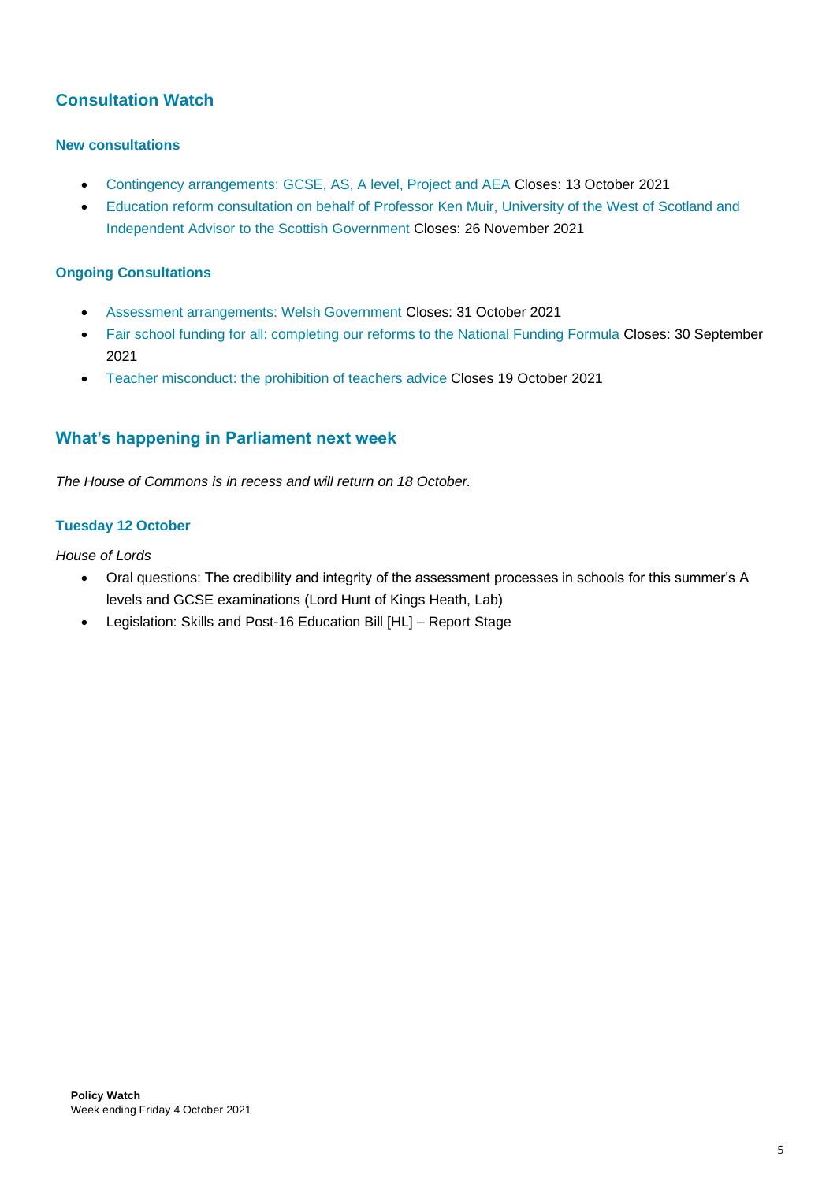## Consultation Watch

### New consultations

- Contingency arrangements: GCSE, AS, A level, Project and AEA Closes: 13 October 2021
- Education reform consultation on behalf of Professor Ken Muir, University of the West of Scotland and Independent Advisor to the Scottish Government Closes: 26 November 2021

### Ongoing Consultations

- Assessment arrangements: Welsh Government Closes: 31 October 2021
- Fair school funding for all: completing our reforms to the National Funding Formula Closes: 30 September 2021
- Teacher misconduct: the prohibition of teachers advice Closes 19 October 2021

## What's happening in Parliament next week

*The House of Commons is in recess and will return on 18 October.*

### Tuesday 12 October

*House of Lords*

- Oral questions: The credibility and integrity of the assessment processes in schools for this summer's A levels and GCSE examinations (Lord Hunt of Kings Heath, Lab)
- Legislation: Skills and Post-16 Education Bill [HL] – Report Stage